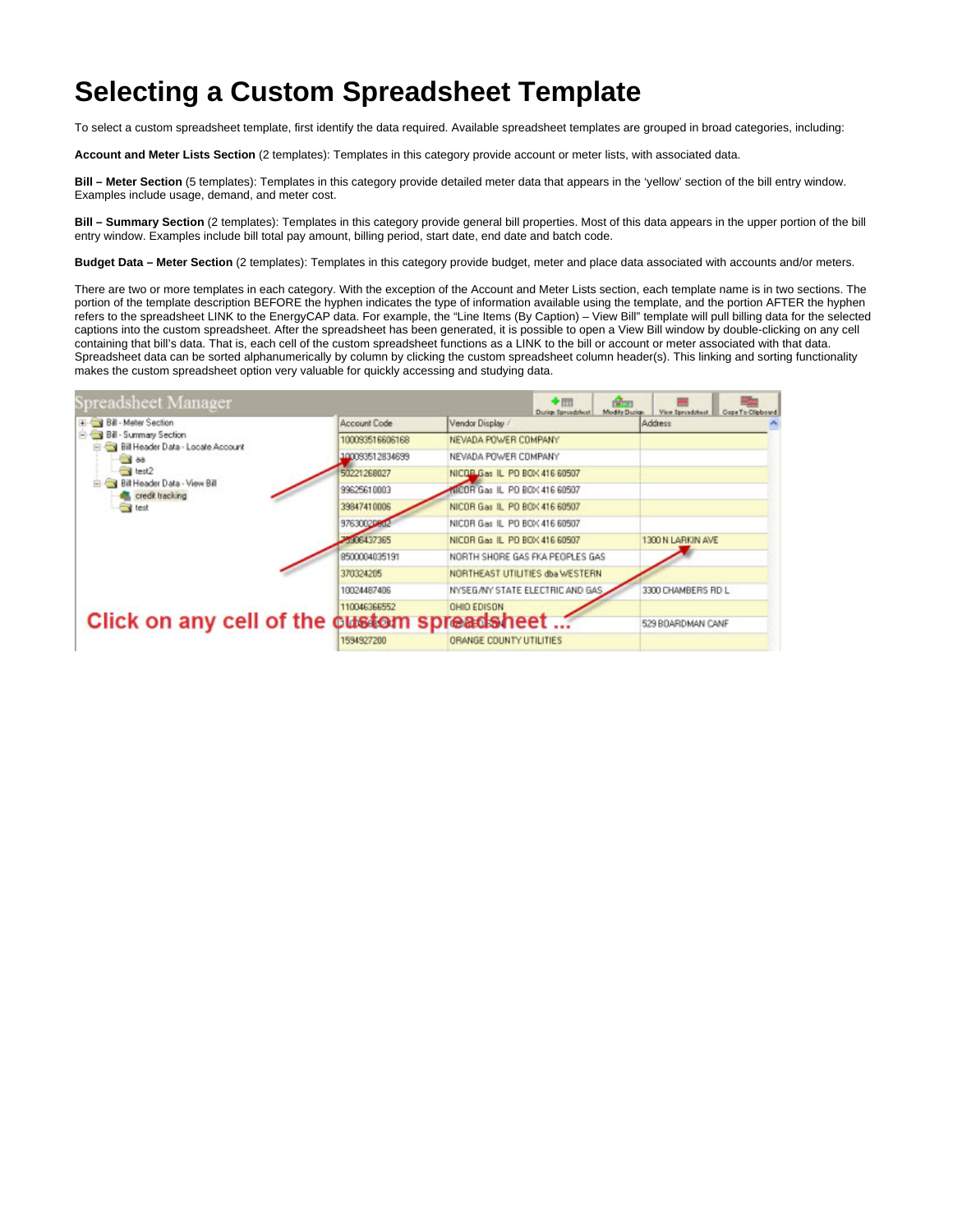# Selecting a Custom Spreadsheet Template

To select a custom spreadsheet template, first identify the data required. Available spreadsheet templates are grouped in broad categories, including:

**Account and Meter Lists Section** (2 templates): Templates in this category provide account or meter lists, with associated data.

**Bill – Meter Section** (5 templates): Templates in this category provide detailed meter data that appears in the 'yellow' section of the bill entry window. Examples include usage, demand, and meter cost.

**Bill – Summary Section** (2 templates): Templates in this category provide general bill properties. Most of this data appears in the upper portion of the bill entry window. Examples include bill total pay amount, billing period, start date, end date and batch code.

**Budget Data – Meter Section** (2 templates): Templates in this category provide budget, meter and place data associated with accounts and/or meters.

There are two or more templates in each category. With the exception of the Account and Meter Lists section, each template name is in two sections. The portion of the template description BEFORE the hyphen indicates the type of information available using the template, and the portion AFTER the hyphen refers to the spreadsheet LINK to the EnergyCAP data. For example, the "Line Items (By Caption) – View Bill" template will pull billing data for the selected captions into the custom spreadsheet. After the spreadsheet has been generated, it is possible to open a View Bill window by double-clicking on any cell containing that bill's data. That is, each cell of the custom spreadsheet functions as a LINK to the bill or account or meter associated with that data. Spreadsheet data can be sorted alphanumerically by column by clicking the custom spreadsheet column header(s). This linking and sorting functionality makes the custom spreadsheet option very valuable for quickly accessing and studying data.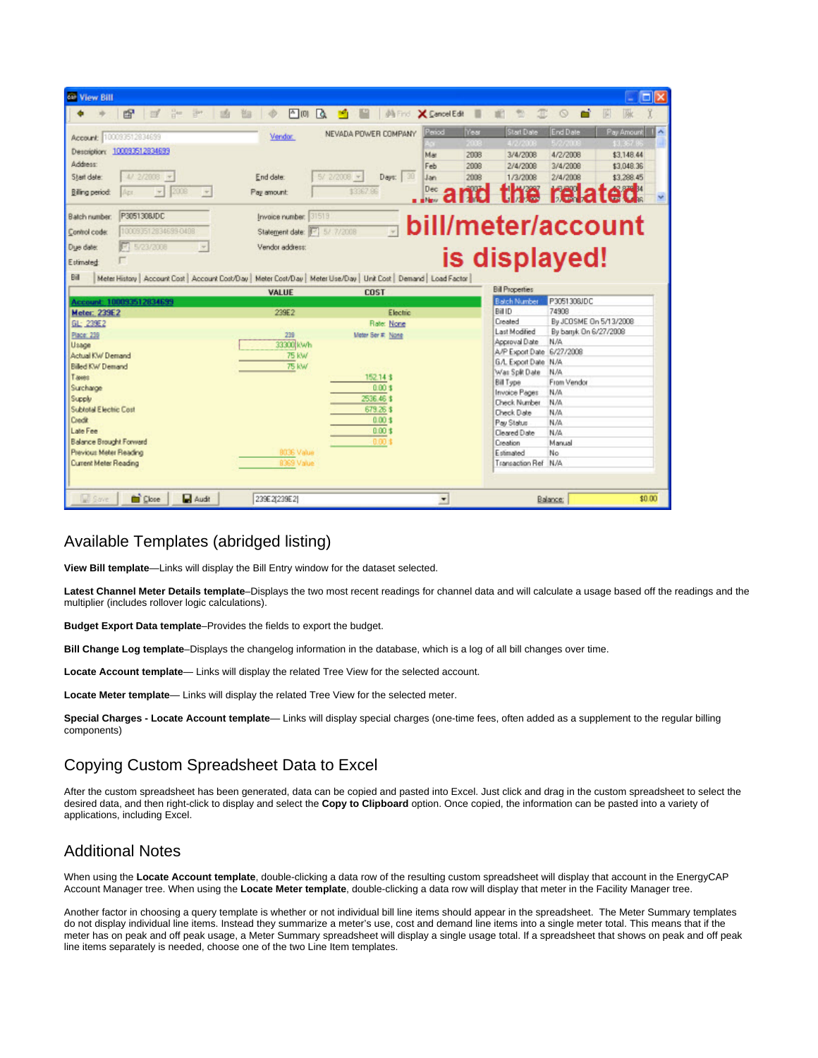## Available Templates (abridged listing)

**View Bill template**—Links will display the Bill Entry window for the dataset selected.

**Latest Channel Meter Details template**–Displays the two most recent readings for channel data and will calculate a usage based off the readings and the multiplier (includes rollover logic calculations).

**Budget Export Data template**–Provides the fields to export the budget.

**Bill Change Log template**–Displays the changelog information in the database, which is a log of all bill changes over time.

**Locate Account template**— Links will display the related Tree View for the selected account.

**Locate Meter template**— Links will display the related Tree View for the selected meter.

**Special Charges - Locate Account template**— Links will display special charges (one-time fees, often added as a supplement to the regular billing components)

## Copying Custom Spreadsheet Data to Excel

After the custom spreadsheet has been generated, data can be copied and pasted into Excel. Just click and drag in the custom spreadsheet to select the desired data, and then right-click to display and select the **Copy to Clipboard** option. Once copied, the information can be pasted into a variety of applications, including Excel.

## Additional Notes

When using the **Locate Account template**, double-clicking a data row of the resulting custom spreadsheet will display that account in the EnergyCAP Account Manager tree. When using the **Locate Meter template**, double-clicking a data row will display that meter in the Facility Manager tree.

Another factor in choosing a query template is whether or not individual bill line items should appear in the spreadsheet. The Meter Summary templates do not display individual line items. Instead they summarize a meter's use, cost and demand line items into a single meter total. This means that if the meter has on peak and off peak usage, a Meter Summary spreadsheet will display a single usage total. If a spreadsheet that shows on peak and off peak line items separately is needed, choose one of the two Line Item templates.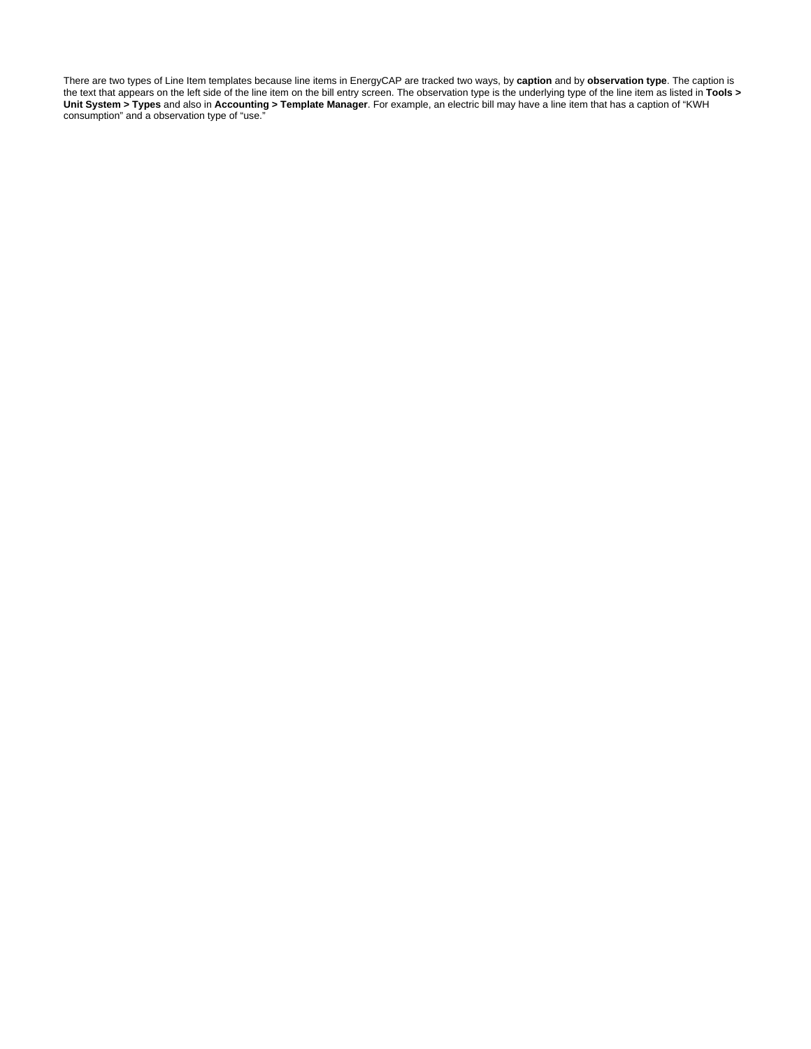There are two types of Line Item templates because line items in EnergyCAP are tracked two ways, by **caption** and by **observation type**. The caption is the text that appears on the left side of the line item on the bill entry screen. The observation type is the underlying type of the line item as listed in **Tools > Unit System > Types** and also in **Accounting > Template Manager**. For example, an electric bill may have a line item that has a caption of "KWH consumption" and a observation type of "use."